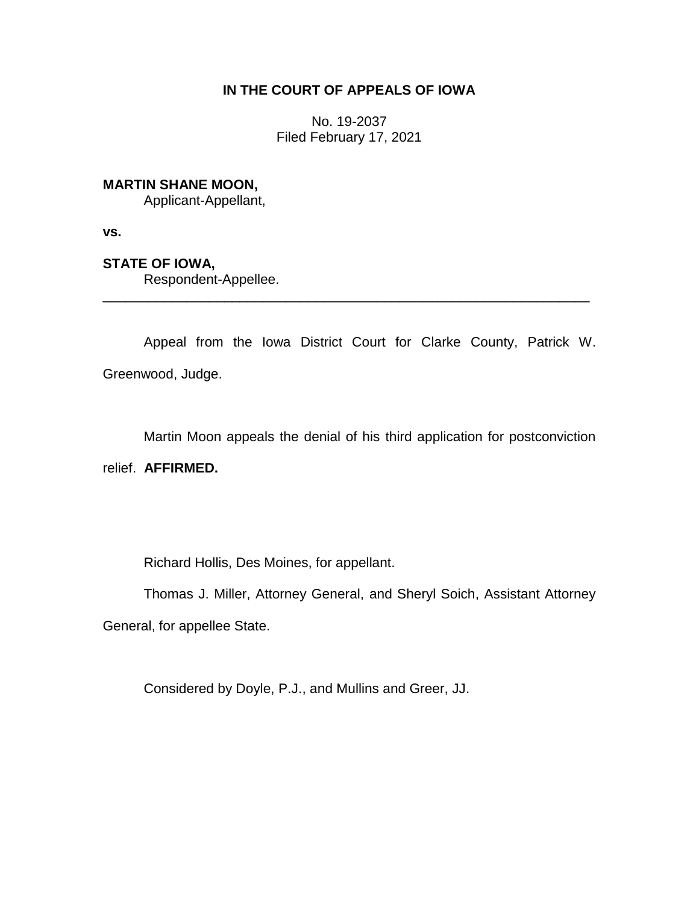**IN THE COURT OF APPEALS OF IOWA**

No. 19-2037
Filed February 17, 2021

**MARTIN SHANE MOON,**
Applicant-Appellant,

**vs.**

**STATE OF IOWA,**
Respondent-Appellee.

---

Appeal from the Iowa District Court for Clarke County, Patrick W. Greenwood, Judge.

Martin Moon appeals the denial of his third application for postconviction relief. **AFFIRMED.**

Richard Hollis, Des Moines, for appellant.

Thomas J. Miller, Attorney General, and Sheryl Soich, Assistant Attorney General, for appellee State.

Considered by Doyle, P.J., and Mullins and Greer, JJ.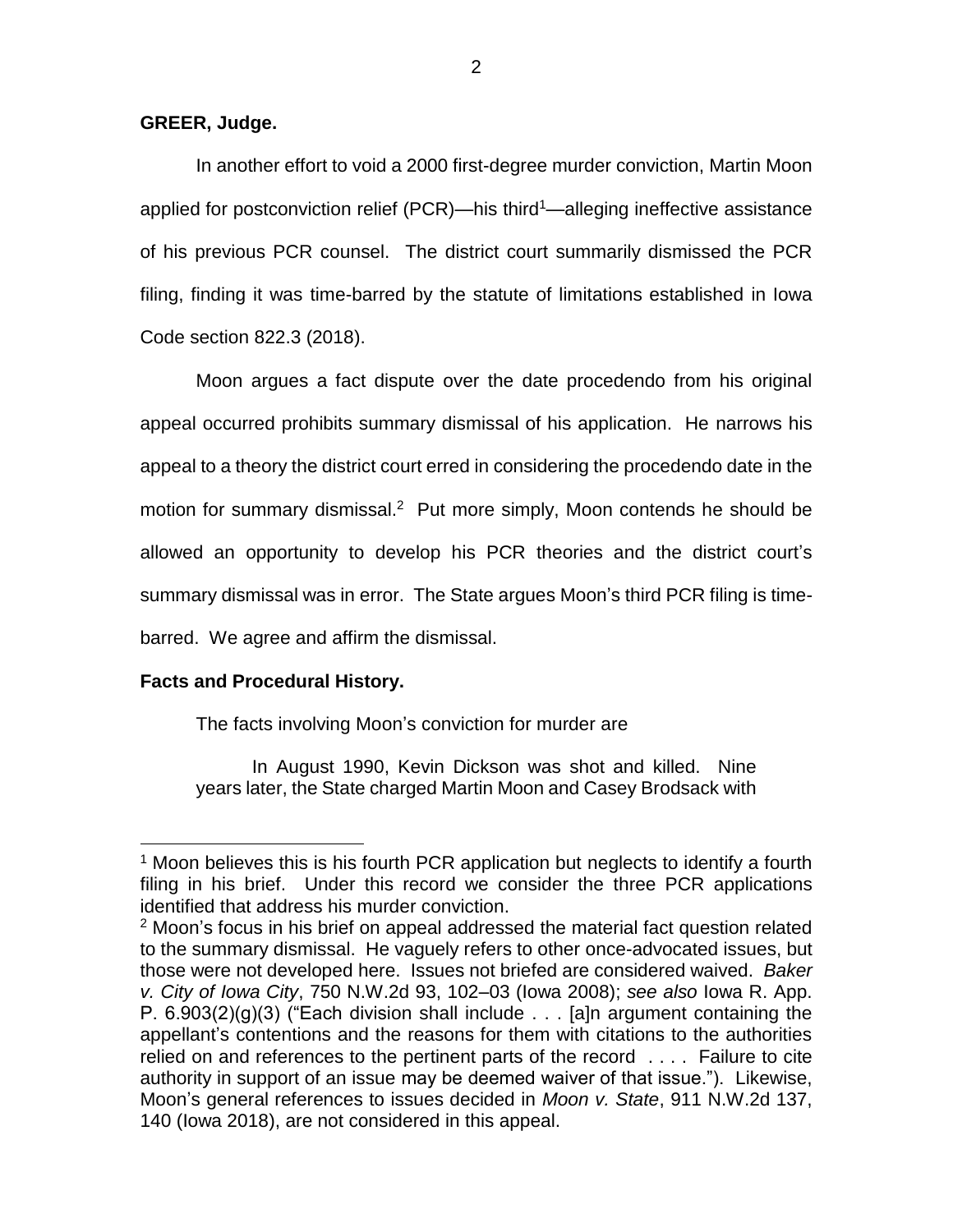**GREER, Judge.**

In another effort to void a 2000 first-degree murder conviction, Martin Moon applied for postconviction relief (PCR)—his third[1]—alleging ineffective assistance of his previous PCR counsel. The district court summarily dismissed the PCR filing, finding it was time-barred by the statute of limitations established in Iowa Code section 822.3 (2018).

Moon argues a fact dispute over the date procedendo from his original appeal occurred prohibits summary dismissal of his application. He narrows his appeal to a theory the district court erred in considering the procedendo date in the motion for summary dismissal.[2] Put more simply, Moon contends he should be allowed an opportunity to develop his PCR theories and the district court's summary dismissal was in error. The State argues Moon's third PCR filing is time-barred. We agree and affirm the dismissal.

**Facts and Procedural History.**

The facts involving Moon's conviction for murder are

> In August 1990, Kevin Dickson was shot and killed. Nine years later, the State charged Martin Moon and Casey Brodsack with

---

[1] Moon believes this is his fourth PCR application but neglects to identify a fourth filing in his brief. Under this record we consider the three PCR applications identified that address his murder conviction.

[2] Moon's focus in his brief on appeal addressed the material fact question related to the summary dismissal. He vaguely refers to other once-advocated issues, but those were not developed here. Issues not briefed are considered waived. *Baker v. City of Iowa City*, 750 N.W.2d 93, 102–03 (Iowa 2008); *see also* Iowa R. App. P. 6.903(2)(g)(3) ("Each division shall include . . . [a]n argument containing the appellant's contentions and the reasons for them with citations to the authorities relied on and references to the pertinent parts of the record . . . . Failure to cite authority in support of an issue may be deemed waiver of that issue."). Likewise, Moon's general references to issues decided in *Moon v. State*, 911 N.W.2d 137, 140 (Iowa 2018), are not considered in this appeal.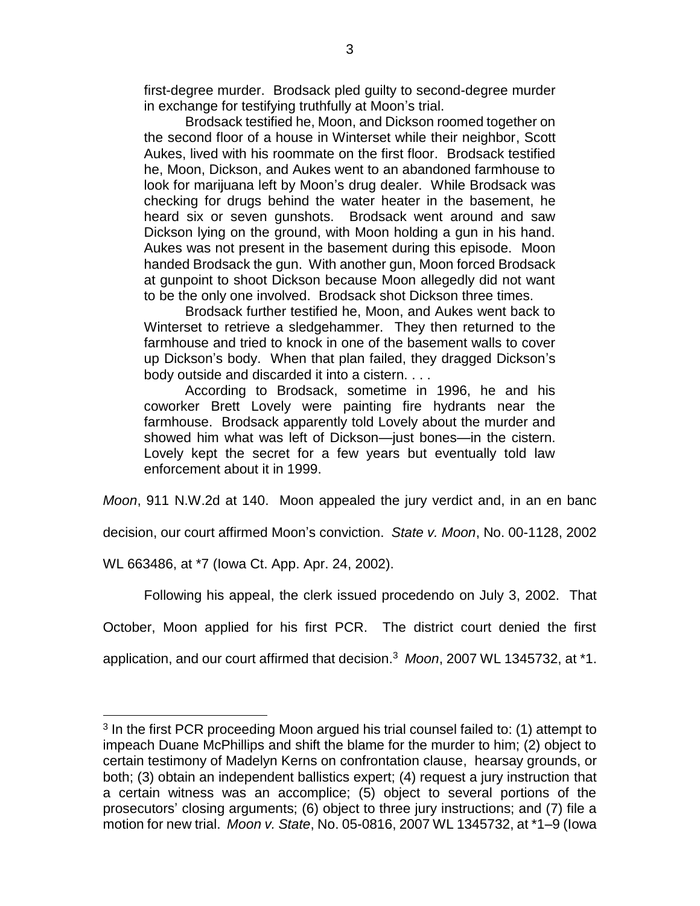> first-degree murder. Brodsack pled guilty to second-degree murder in exchange for testifying truthfully at Moon's trial.
>
> Brodsack testified he, Moon, and Dickson roomed together on the second floor of a house in Winterset while their neighbor, Scott Aukes, lived with his roommate on the first floor. Brodsack testified he, Moon, Dickson, and Aukes went to an abandoned farmhouse to look for marijuana left by Moon's drug dealer. While Brodsack was checking for drugs behind the water heater in the basement, he heard six or seven gunshots. Brodsack went around and saw Dickson lying on the ground, with Moon holding a gun in his hand. Aukes was not present in the basement during this episode. Moon handed Brodsack the gun. With another gun, Moon forced Brodsack at gunpoint to shoot Dickson because Moon allegedly did not want to be the only one involved. Brodsack shot Dickson three times.
>
> Brodsack further testified he, Moon, and Aukes went back to Winterset to retrieve a sledgehammer. They then returned to the farmhouse and tried to knock in one of the basement walls to cover up Dickson's body. When that plan failed, they dragged Dickson's body outside and discarded it into a cistern. . . .
>
> According to Brodsack, sometime in 1996, he and his coworker Brett Lovely were painting fire hydrants near the farmhouse. Brodsack apparently told Lovely about the murder and showed him what was left of Dickson—just bones—in the cistern. Lovely kept the secret for a few years but eventually told law enforcement about it in 1999.

*Moon*, 911 N.W.2d at 140. Moon appealed the jury verdict and, in an en banc decision, our court affirmed Moon's conviction. *State v. Moon*, No. 00-1128, 2002 WL 663486, at \*7 (Iowa Ct. App. Apr. 24, 2002).

Following his appeal, the clerk issued procedendo on July 3, 2002. That October, Moon applied for his first PCR. The district court denied the first application, and our court affirmed that decision.[3] *Moon*, 2007 WL 1345732, at \*1.

---

[3] In the first PCR proceeding Moon argued his trial counsel failed to: (1) attempt to impeach Duane McPhillips and shift the blame for the murder to him; (2) object to certain testimony of Madelyn Kerns on confrontation clause, hearsay grounds, or both; (3) obtain an independent ballistics expert; (4) request a jury instruction that a certain witness was an accomplice; (5) object to several portions of the prosecutors' closing arguments; (6) object to three jury instructions; and (7) file a motion for new trial. *Moon v. State*, No. 05-0816, 2007 WL 1345732, at \*1–9 (Iowa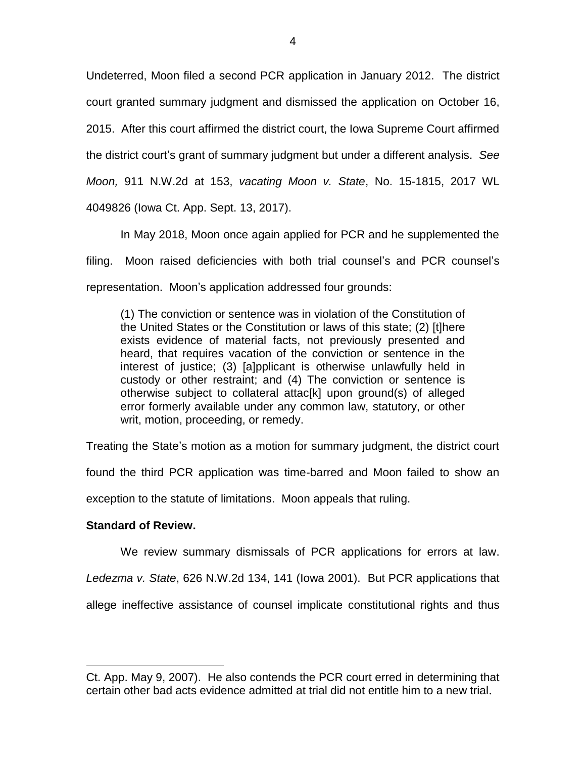Undeterred, Moon filed a second PCR application in January 2012. The district court granted summary judgment and dismissed the application on October 16, 2015. After this court affirmed the district court, the Iowa Supreme Court affirmed the district court's grant of summary judgment but under a different analysis. *See Moon,* 911 N.W.2d at 153, *vacating Moon v. State*, No. 15-1815, 2017 WL 4049826 (Iowa Ct. App. Sept. 13, 2017).

In May 2018, Moon once again applied for PCR and he supplemented the filing. Moon raised deficiencies with both trial counsel's and PCR counsel's representation. Moon's application addressed four grounds:

> (1) The conviction or sentence was in violation of the Constitution of the United States or the Constitution or laws of this state; (2) [t]here exists evidence of material facts, not previously presented and heard, that requires vacation of the conviction or sentence in the interest of justice; (3) [a]pplicant is otherwise unlawfully held in custody or other restraint; and (4) The conviction or sentence is otherwise subject to collateral attac[k] upon ground(s) of alleged error formerly available under any common law, statutory, or other writ, motion, proceeding, or remedy.

Treating the State's motion as a motion for summary judgment, the district court found the third PCR application was time-barred and Moon failed to show an exception to the statute of limitations. Moon appeals that ruling.

**Standard of Review.**

We review summary dismissals of PCR applications for errors at law. *Ledezma v. State*, 626 N.W.2d 134, 141 (Iowa 2001). But PCR applications that allege ineffective assistance of counsel implicate constitutional rights and thus

---

Ct. App. May 9, 2007). He also contends the PCR court erred in determining that certain other bad acts evidence admitted at trial did not entitle him to a new trial.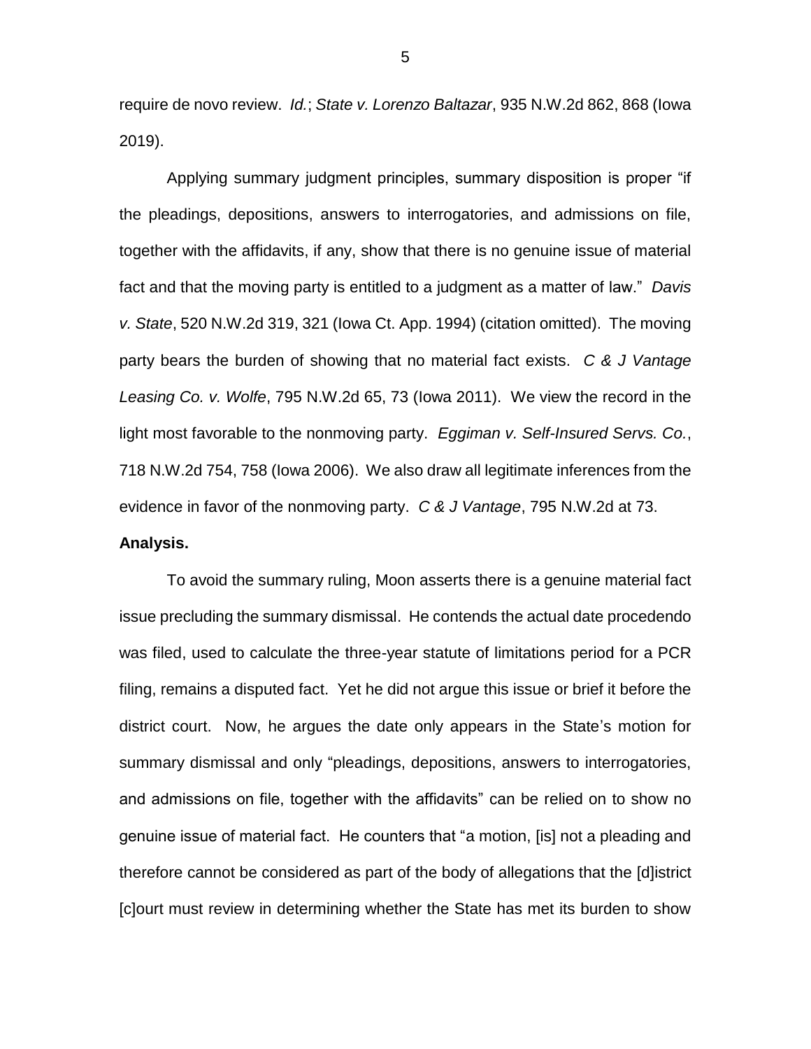require de novo review. *Id.*; *State v. Lorenzo Baltazar*, 935 N.W.2d 862, 868 (Iowa 2019).

Applying summary judgment principles, summary disposition is proper "if the pleadings, depositions, answers to interrogatories, and admissions on file, together with the affidavits, if any, show that there is no genuine issue of material fact and that the moving party is entitled to a judgment as a matter of law." *Davis v. State*, 520 N.W.2d 319, 321 (Iowa Ct. App. 1994) (citation omitted). The moving party bears the burden of showing that no material fact exists. *C & J Vantage Leasing Co. v. Wolfe*, 795 N.W.2d 65, 73 (Iowa 2011). We view the record in the light most favorable to the nonmoving party. *Eggiman v. Self-Insured Servs. Co.*, 718 N.W.2d 754, 758 (Iowa 2006). We also draw all legitimate inferences from the evidence in favor of the nonmoving party. *C & J Vantage*, 795 N.W.2d at 73.

**Analysis.**

To avoid the summary ruling, Moon asserts there is a genuine material fact issue precluding the summary dismissal. He contends the actual date procedendo was filed, used to calculate the three-year statute of limitations period for a PCR filing, remains a disputed fact. Yet he did not argue this issue or brief it before the district court. Now, he argues the date only appears in the State's motion for summary dismissal and only "pleadings, depositions, answers to interrogatories, and admissions on file, together with the affidavits" can be relied on to show no genuine issue of material fact. He counters that "a motion, [is] not a pleading and therefore cannot be considered as part of the body of allegations that the [d]istrict [c]ourt must review in determining whether the State has met its burden to show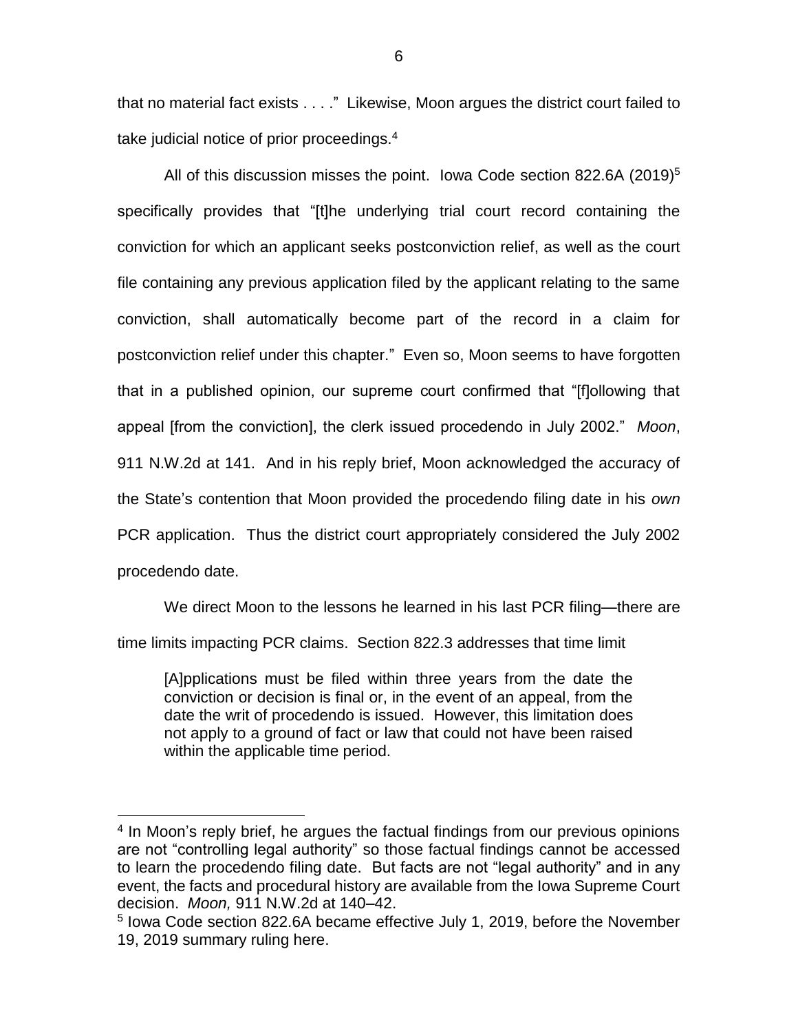that no material fact exists . . . ." Likewise, Moon argues the district court failed to take judicial notice of prior proceedings.[4]

All of this discussion misses the point. Iowa Code section 822.6A (2019)[5] specifically provides that "[t]he underlying trial court record containing the conviction for which an applicant seeks postconviction relief, as well as the court file containing any previous application filed by the applicant relating to the same conviction, shall automatically become part of the record in a claim for postconviction relief under this chapter." Even so, Moon seems to have forgotten that in a published opinion, our supreme court confirmed that "[f]ollowing that appeal [from the conviction], the clerk issued procedendo in July 2002." *Moon*, 911 N.W.2d at 141. And in his reply brief, Moon acknowledged the accuracy of the State's contention that Moon provided the procedendo filing date in his *own* PCR application. Thus the district court appropriately considered the July 2002 procedendo date.

We direct Moon to the lessons he learned in his last PCR filing—there are time limits impacting PCR claims. Section 822.3 addresses that time limit

> [A]pplications must be filed within three years from the date the conviction or decision is final or, in the event of an appeal, from the date the writ of procedendo is issued. However, this limitation does not apply to a ground of fact or law that could not have been raised within the applicable time period.

---

[4] In Moon's reply brief, he argues the factual findings from our previous opinions are not "controlling legal authority" so those factual findings cannot be accessed to learn the procedendo filing date. But facts are not "legal authority" and in any event, the facts and procedural history are available from the Iowa Supreme Court decision. *Moon,* 911 N.W.2d at 140–42.

[5] Iowa Code section 822.6A became effective July 1, 2019, before the November 19, 2019 summary ruling here.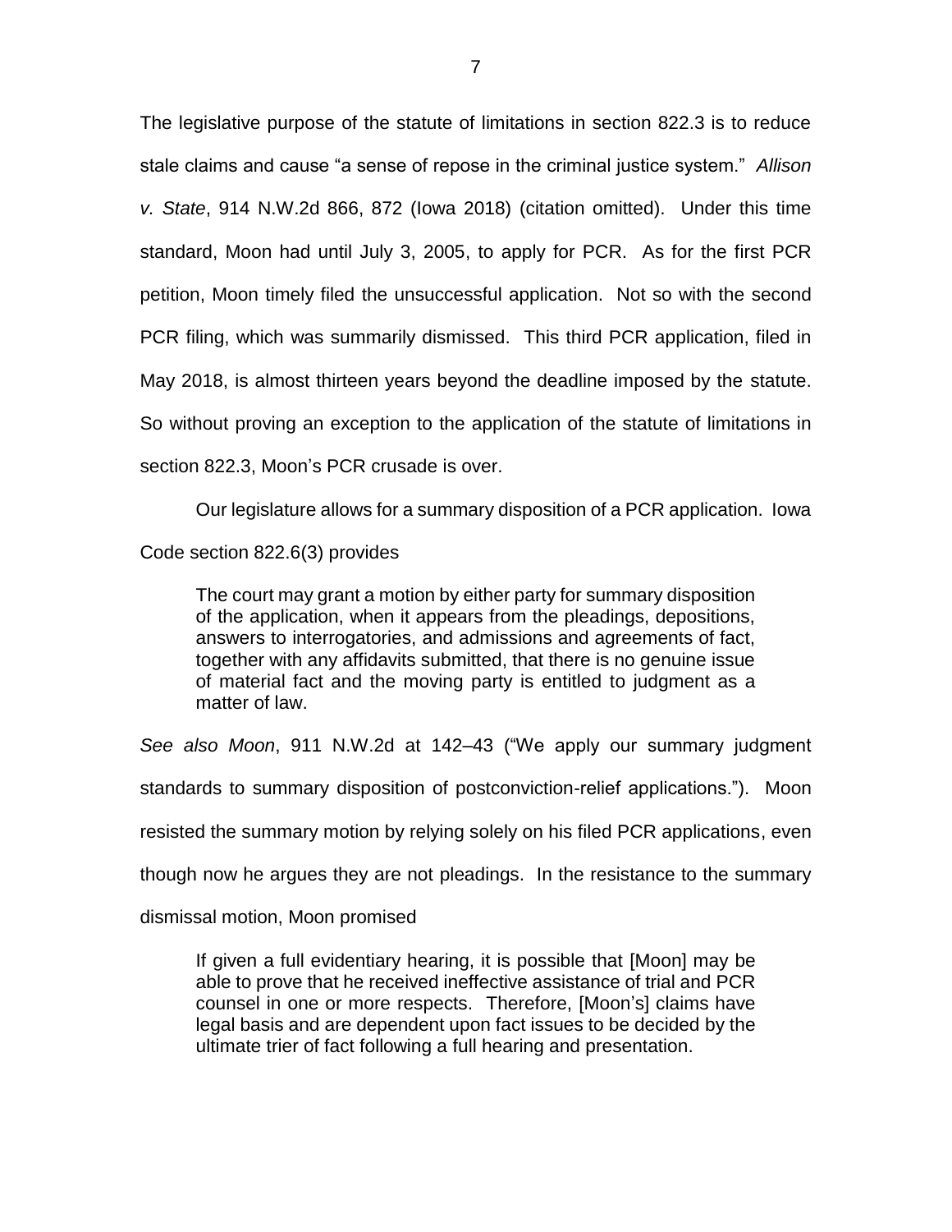The legislative purpose of the statute of limitations in section 822.3 is to reduce stale claims and cause "a sense of repose in the criminal justice system." *Allison v. State*, 914 N.W.2d 866, 872 (Iowa 2018) (citation omitted). Under this time standard, Moon had until July 3, 2005, to apply for PCR. As for the first PCR petition, Moon timely filed the unsuccessful application. Not so with the second PCR filing, which was summarily dismissed. This third PCR application, filed in May 2018, is almost thirteen years beyond the deadline imposed by the statute. So without proving an exception to the application of the statute of limitations in section 822.3, Moon's PCR crusade is over.

Our legislature allows for a summary disposition of a PCR application. Iowa Code section 822.6(3) provides

> The court may grant a motion by either party for summary disposition of the application, when it appears from the pleadings, depositions, answers to interrogatories, and admissions and agreements of fact, together with any affidavits submitted, that there is no genuine issue of material fact and the moving party is entitled to judgment as a matter of law.

*See also Moon*, 911 N.W.2d at 142–43 ("We apply our summary judgment standards to summary disposition of postconviction-relief applications."). Moon resisted the summary motion by relying solely on his filed PCR applications, even though now he argues they are not pleadings. In the resistance to the summary dismissal motion, Moon promised

> If given a full evidentiary hearing, it is possible that [Moon] may be able to prove that he received ineffective assistance of trial and PCR counsel in one or more respects. Therefore, [Moon's] claims have legal basis and are dependent upon fact issues to be decided by the ultimate trier of fact following a full hearing and presentation.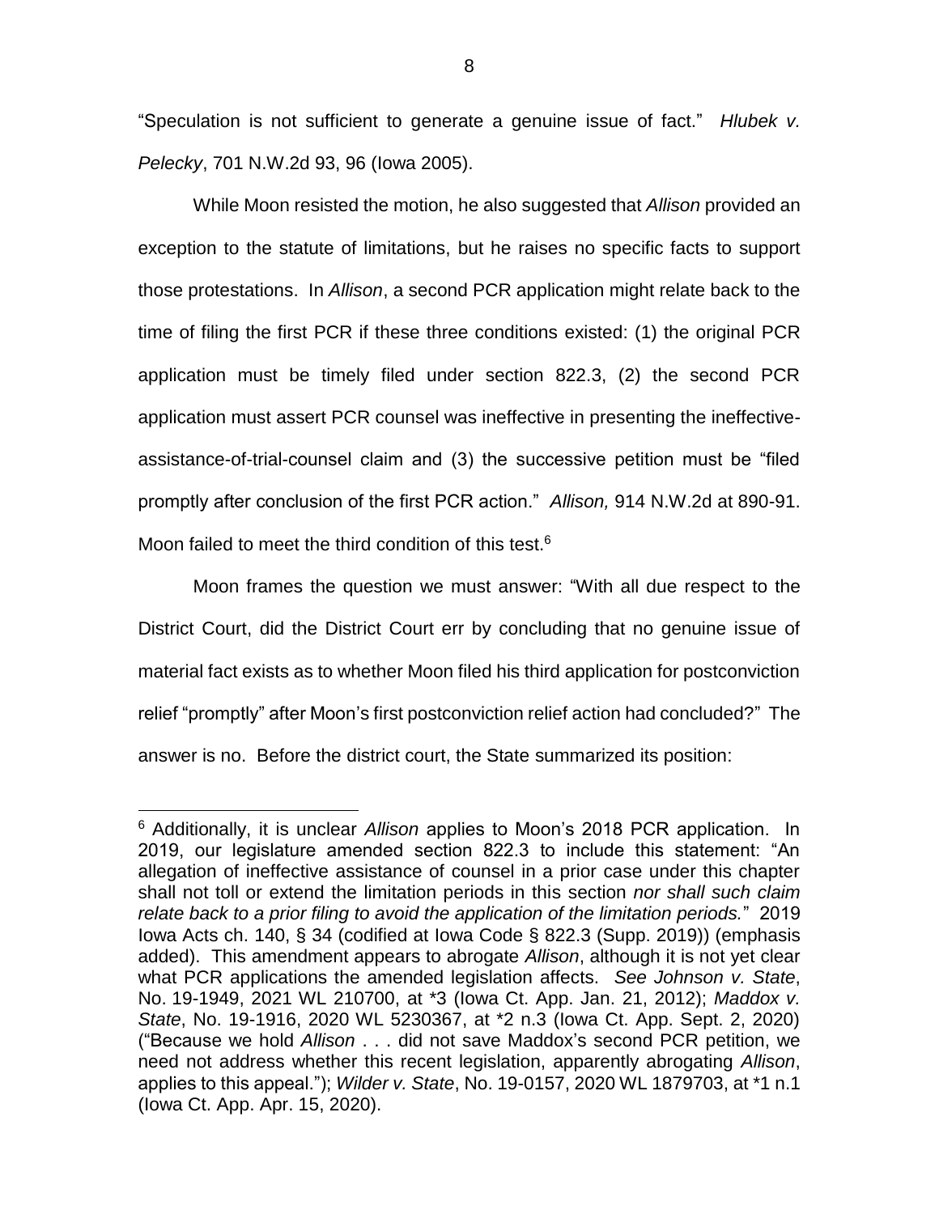"Speculation is not sufficient to generate a genuine issue of fact." *Hlubek v. Pelecky*, 701 N.W.2d 93, 96 (Iowa 2005).

While Moon resisted the motion, he also suggested that *Allison* provided an exception to the statute of limitations, but he raises no specific facts to support those protestations. In *Allison*, a second PCR application might relate back to the time of filing the first PCR if these three conditions existed: (1) the original PCR application must be timely filed under section 822.3, (2) the second PCR application must assert PCR counsel was ineffective in presenting the ineffective-assistance-of-trial-counsel claim and (3) the successive petition must be "filed promptly after conclusion of the first PCR action." *Allison,* 914 N.W.2d at 890-91. Moon failed to meet the third condition of this test.[6]

Moon frames the question we must answer: "With all due respect to the District Court, did the District Court err by concluding that no genuine issue of material fact exists as to whether Moon filed his third application for postconviction relief "promptly" after Moon's first postconviction relief action had concluded?" The answer is no. Before the district court, the State summarized its position:

---

[6] Additionally, it is unclear *Allison* applies to Moon's 2018 PCR application. In 2019, our legislature amended section 822.3 to include this statement: "An allegation of ineffective assistance of counsel in a prior case under this chapter shall not toll or extend the limitation periods in this section *nor shall such claim relate back to a prior filing to avoid the application of the limitation periods.*" 2019 Iowa Acts ch. 140, § 34 (codified at Iowa Code § 822.3 (Supp. 2019)) (emphasis added). This amendment appears to abrogate *Allison*, although it is not yet clear what PCR applications the amended legislation affects. *See Johnson v. State*, No. 19-1949, 2021 WL 210700, at *3 (Iowa Ct. App. Jan. 21, 2012); *Maddox v. State*, No. 19-1916, 2020 WL 5230367, at *2 n.3 (Iowa Ct. App. Sept. 2, 2020) ("Because we hold *Allison* . . . did not save Maddox's second PCR petition, we need not address whether this recent legislation, apparently abrogating *Allison*, applies to this appeal."); *Wilder v. State*, No. 19-0157, 2020 WL 1879703, at *1 n.1 (Iowa Ct. App. Apr. 15, 2020).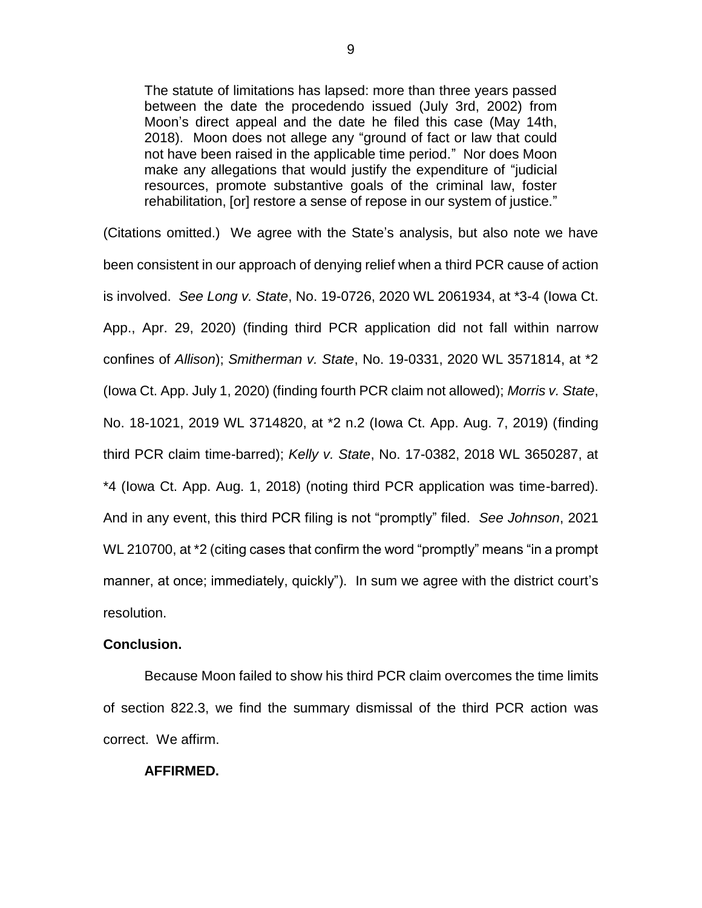> The statute of limitations has lapsed: more than three years passed between the date the procedendo issued (July 3rd, 2002) from Moon's direct appeal and the date he filed this case (May 14th, 2018). Moon does not allege any "ground of fact or law that could not have been raised in the applicable time period." Nor does Moon make any allegations that would justify the expenditure of "judicial resources, promote substantive goals of the criminal law, foster rehabilitation, [or] restore a sense of repose in our system of justice."

(Citations omitted.) We agree with the State's analysis, but also note we have been consistent in our approach of denying relief when a third PCR cause of action is involved. *See Long v. State*, No. 19-0726, 2020 WL 2061934, at *3-4 (Iowa Ct. App., Apr. 29, 2020) (finding third PCR application did not fall within narrow confines of *Allison*); *Smitherman v. State*, No. 19-0331, 2020 WL 3571814, at *2 (Iowa Ct. App. July 1, 2020) (finding fourth PCR claim not allowed); *Morris v. State*, No. 18-1021, 2019 WL 3714820, at *2 n.2 (Iowa Ct. App. Aug. 7, 2019) (finding third PCR claim time-barred); *Kelly v. State*, No. 17-0382, 2018 WL 3650287, at *4 (Iowa Ct. App. Aug. 1, 2018) (noting third PCR application was time-barred). And in any event, this third PCR filing is not "promptly" filed. *See Johnson*, 2021 WL 210700, at *2 (citing cases that confirm the word "promptly" means "in a prompt manner, at once; immediately, quickly"). In sum we agree with the district court's resolution.

**Conclusion.**

Because Moon failed to show his third PCR claim overcomes the time limits of section 822.3, we find the summary dismissal of the third PCR action was correct. We affirm.

**AFFIRMED.**